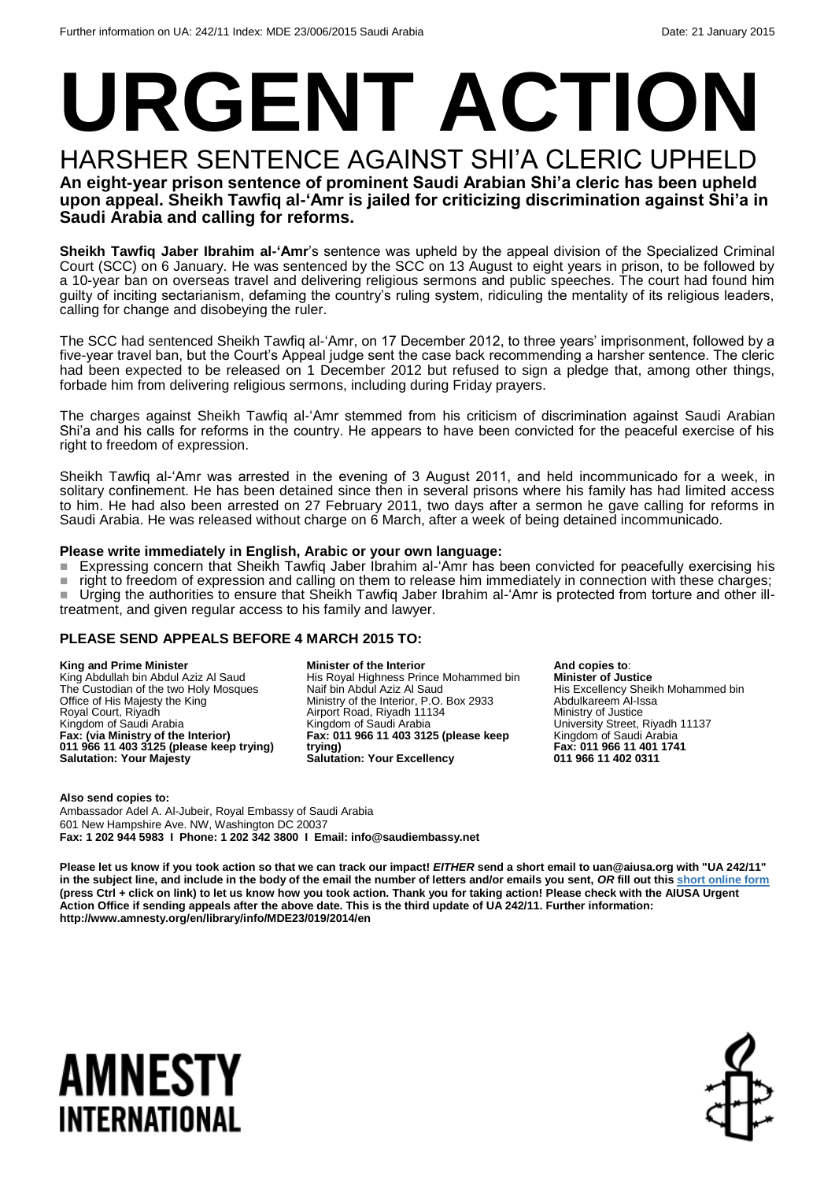Further information on UA: 242/11 Index: MDE 23/006/2015 Saudi Arabia Date: 21 January 2015

# URGENT ACTION

## HARSHER SENTENCE AGAINST SHI'A CLERIC UPHELD

**An eight-year prison sentence of prominent Saudi Arabian Shi'a cleric has been upheld upon appeal. Sheikh Tawfiq al-'Amr is jailed for criticizing discrimination against Shi'a in Saudi Arabia and calling for reforms.**

**Sheikh Tawfiq Jaber Ibrahim al-'Amr**'s sentence was upheld by the appeal division of the Specialized Criminal Court (SCC) on 6 January. He was sentenced by the SCC on 13 August to eight years in prison, to be followed by a 10-year ban on overseas travel and delivering religious sermons and public speeches. The court had found him guilty of inciting sectarianism, defaming the country's ruling system, ridiculing the mentality of its religious leaders, calling for change and disobeying the ruler.

The SCC had sentenced Sheikh Tawfiq al-'Amr, on 17 December 2012, to three years' imprisonment, followed by a five-year travel ban, but the Court's Appeal judge sent the case back recommending a harsher sentence. The cleric had been expected to be released on 1 December 2012 but refused to sign a pledge that, among other things, forbade him from delivering religious sermons, including during Friday prayers.

The charges against Sheikh Tawfiq al-'Amr stemmed from his criticism of discrimination against Saudi Arabian Shi'a and his calls for reforms in the country. He appears to have been convicted for the peaceful exercise of his right to freedom of expression.

Sheikh Tawfiq al-'Amr was arrested in the evening of 3 August 2011, and held incommunicado for a week, in solitary confinement. He has been detained since then in several prisons where his family has had limited access to him. He had also been arrested on 27 February 2011, two days after a sermon he gave calling for reforms in Saudi Arabia. He was released without charge on 6 March, after a week of being detained incommunicado.

**Please write immediately in English, Arabic or your own language:**

- Expressing concern that Sheikh Tawfiq Jaber Ibrahim al-'Amr has been convicted for peacefully exercising his right to freedom of expression and calling on them to release him immediately in connection with these charges;
- Urging the authorities to ensure that Sheikh Tawfiq Jaber Ibrahim al-'Amr is protected from torture and other ill-treatment, and given regular access to his family and lawyer.

### PLEASE SEND APPEALS BEFORE 4 MARCH 2015 TO:

**King and Prime Minister**
King Abdullah bin Abdul Aziz Al Saud
The Custodian of the two Holy Mosques
Office of His Majesty the King
Royal Court, Riyadh
Kingdom of Saudi Arabia
**Fax: (via Ministry of the Interior)**
**011 966 11 403 3125 (please keep trying)**
**Salutation: Your Majesty**

**Minister of the Interior**
His Royal Highness Prince Mohammed bin Naif bin Abdul Aziz Al Saud
Ministry of the Interior, P.O. Box 2933
Airport Road, Riyadh 11134
Kingdom of Saudi Arabia
**Fax: 011 966 11 403 3125 (please keep trying)**
**Salutation: Your Excellency**

**And copies to**:
**Minister of Justice**
His Excellency Sheikh Mohammed bin Abdulkareem Al-Issa
Ministry of Justice
University Street, Riyadh 11137
Kingdom of Saudi Arabia
**Fax: 011 966 11 401 1741**
**011 966 11 402 0311**

**Also send copies to:**
Ambassador Adel A. Al-Jubeir, Royal Embassy of Saudi Arabia
601 New Hampshire Ave. NW, Washington DC 20037
**Fax: 1 202 944 5983 I Phone: 1 202 342 3800 I Email: info@saudiembassy.net**

**Please let us know if you took action so that we can track our impact! *EITHER* send a short email to uan@aiusa.org with "UA 242/11" in the subject line, and include in the body of the email the number of letters and/or emails you sent, *OR* fill out this short online form (press Ctrl + click on link) to let us know how you took action. Thank you for taking action! Please check with the AIUSA Urgent Action Office if sending appeals after the above date. This is the third update of UA 242/11. Further information: http://www.amnesty.org/en/library/info/MDE23/019/2014/en**

AMNESTY INTERNATIONAL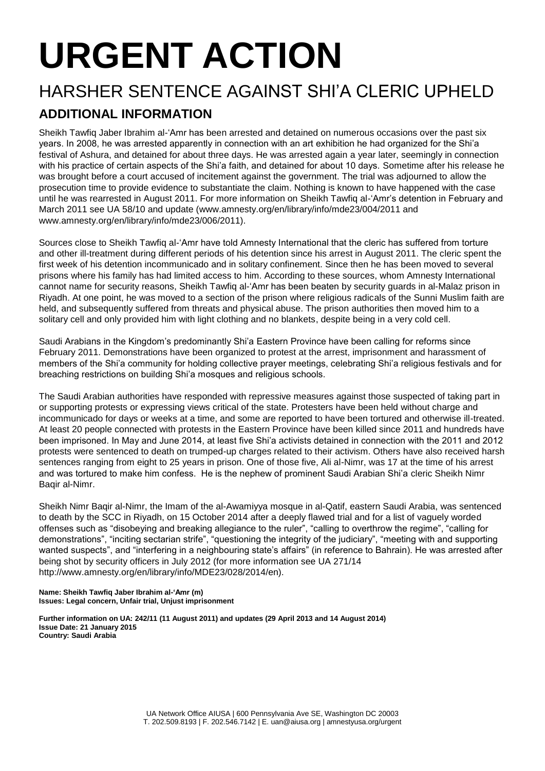# URGENT ACTION

## HARSHER SENTENCE AGAINST SHI'A CLERIC UPHELD

### ADDITIONAL INFORMATION

Sheikh Tawfiq Jaber Ibrahim al-'Amr has been arrested and detained on numerous occasions over the past six years. In 2008, he was arrested apparently in connection with an art exhibition he had organized for the Shi'a festival of Ashura, and detained for about three days. He was arrested again a year later, seemingly in connection with his practice of certain aspects of the Shi'a faith, and detained for about 10 days. Sometime after his release he was brought before a court accused of incitement against the government. The trial was adjourned to allow the prosecution time to provide evidence to substantiate the claim. Nothing is known to have happened with the case until he was rearrested in August 2011. For more information on Sheikh Tawfiq al-'Amr's detention in February and March 2011 see UA 58/10 and update (www.amnesty.org/en/library/info/mde23/004/2011 and www.amnesty.org/en/library/info/mde23/006/2011).

Sources close to Sheikh Tawfiq al-'Amr have told Amnesty International that the cleric has suffered from torture and other ill-treatment during different periods of his detention since his arrest in August 2011. The cleric spent the first week of his detention incommunicado and in solitary confinement. Since then he has been moved to several prisons where his family has had limited access to him. According to these sources, whom Amnesty International cannot name for security reasons, Sheikh Tawfiq al-'Amr has been beaten by security guards in al-Malaz prison in Riyadh. At one point, he was moved to a section of the prison where religious radicals of the Sunni Muslim faith are held, and subsequently suffered from threats and physical abuse. The prison authorities then moved him to a solitary cell and only provided him with light clothing and no blankets, despite being in a very cold cell.

Saudi Arabians in the Kingdom's predominantly Shi'a Eastern Province have been calling for reforms since February 2011. Demonstrations have been organized to protest at the arrest, imprisonment and harassment of members of the Shi'a community for holding collective prayer meetings, celebrating Shi'a religious festivals and for breaching restrictions on building Shi'a mosques and religious schools.

The Saudi Arabian authorities have responded with repressive measures against those suspected of taking part in or supporting protests or expressing views critical of the state. Protesters have been held without charge and incommunicado for days or weeks at a time, and some are reported to have been tortured and otherwise ill-treated. At least 20 people connected with protests in the Eastern Province have been killed since 2011 and hundreds have been imprisoned. In May and June 2014, at least five Shi'a activists detained in connection with the 2011 and 2012 protests were sentenced to death on trumped-up charges related to their activism. Others have also received harsh sentences ranging from eight to 25 years in prison. One of those five, Ali al-Nimr, was 17 at the time of his arrest and was tortured to make him confess. He is the nephew of prominent Saudi Arabian Shi'a cleric Sheikh Nimr Baqir al-Nimr.

Sheikh Nimr Baqir al-Nimr, the Imam of the al-Awamiyya mosque in al-Qatif, eastern Saudi Arabia, was sentenced to death by the SCC in Riyadh, on 15 October 2014 after a deeply flawed trial and for a list of vaguely worded offenses such as "disobeying and breaking allegiance to the ruler", "calling to overthrow the regime", "calling for demonstrations", "inciting sectarian strife", "questioning the integrity of the judiciary", "meeting with and supporting wanted suspects", and "interfering in a neighbouring state's affairs" (in reference to Bahrain). He was arrested after being shot by security officers in July 2012 (for more information see UA 271/14 http://www.amnesty.org/en/library/info/MDE23/028/2014/en).

**Name: Sheikh Tawfiq Jaber Ibrahim al-'Amr (m)**
**Issues: Legal concern, Unfair trial, Unjust imprisonment**

**Further information on UA: 242/11 (11 August 2011) and updates (29 April 2013 and 14 August 2014)**
**Issue Date: 21 January 2015**
**Country: Saudi Arabia**

UA Network Office AIUSA | 600 Pennsylvania Ave SE, Washington DC 20003
T. 202.509.8193 | F. 202.546.7142 | E. uan@aiusa.org | amnestyusa.org/urgent